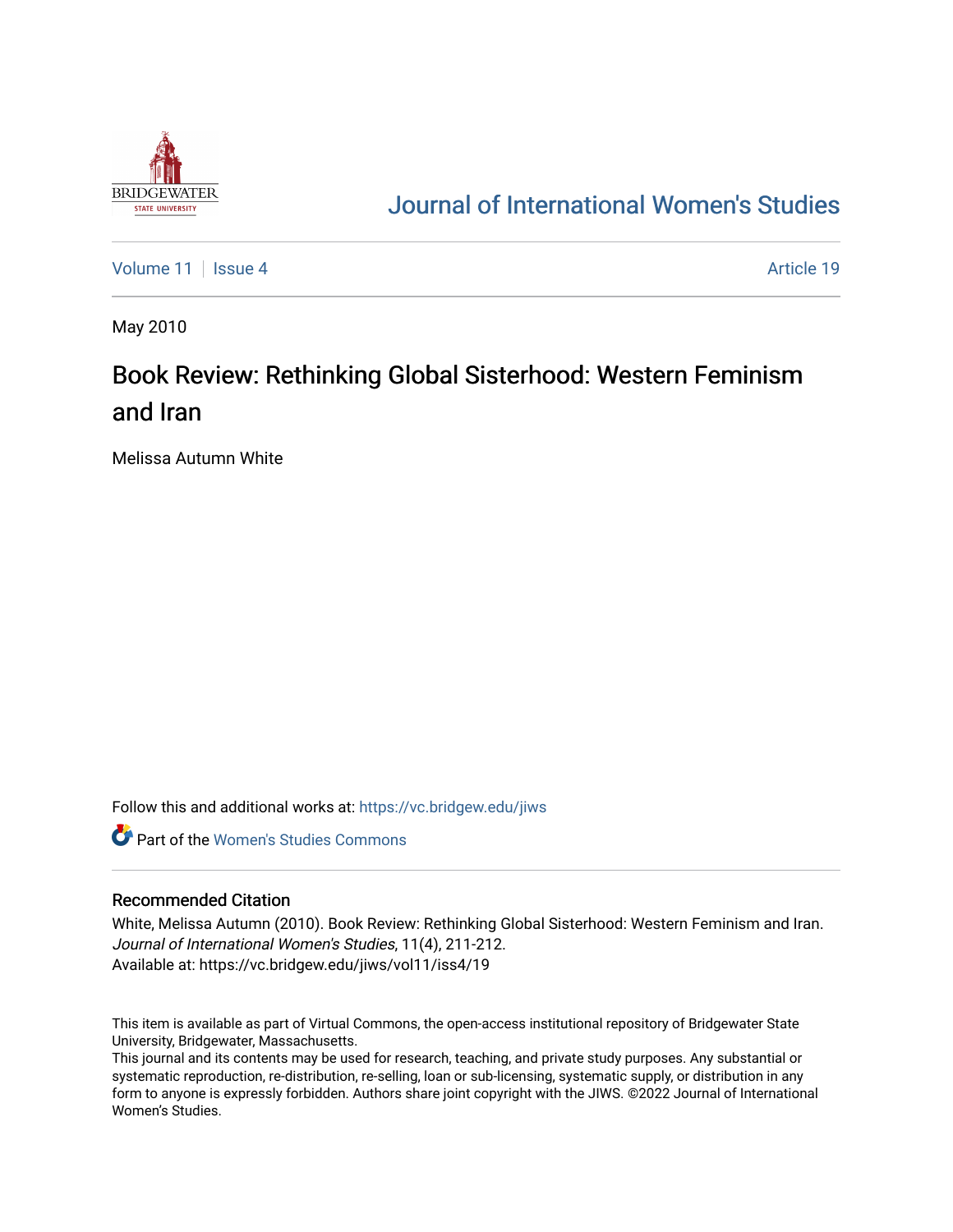Journal of International Women's Studies

Volume 11 | Issue 4 | Article 19

May 2010

# Book Review: Rethinking Global Sisterhood: Western Feminism and Iran

Melissa Autumn White

Follow this and additional works at: https://vc.bridgew.edu/jiws

Part of the Women's Studies Commons

## Recommended Citation

White, Melissa Autumn (2010). Book Review: Rethinking Global Sisterhood: Western Feminism and Iran. *Journal of International Women's Studies*, 11(4), 211-212.
Available at: https://vc.bridgew.edu/jiws/vol11/iss4/19

This item is available as part of Virtual Commons, the open-access institutional repository of Bridgewater State University, Bridgewater, Massachusetts.
This journal and its contents may be used for research, teaching, and private study purposes. Any substantial or systematic reproduction, re-distribution, re-selling, loan or sub-licensing, systematic supply, or distribution in any form to anyone is expressly forbidden. Authors share joint copyright with the JIWS. ©2022 Journal of International Women's Studies.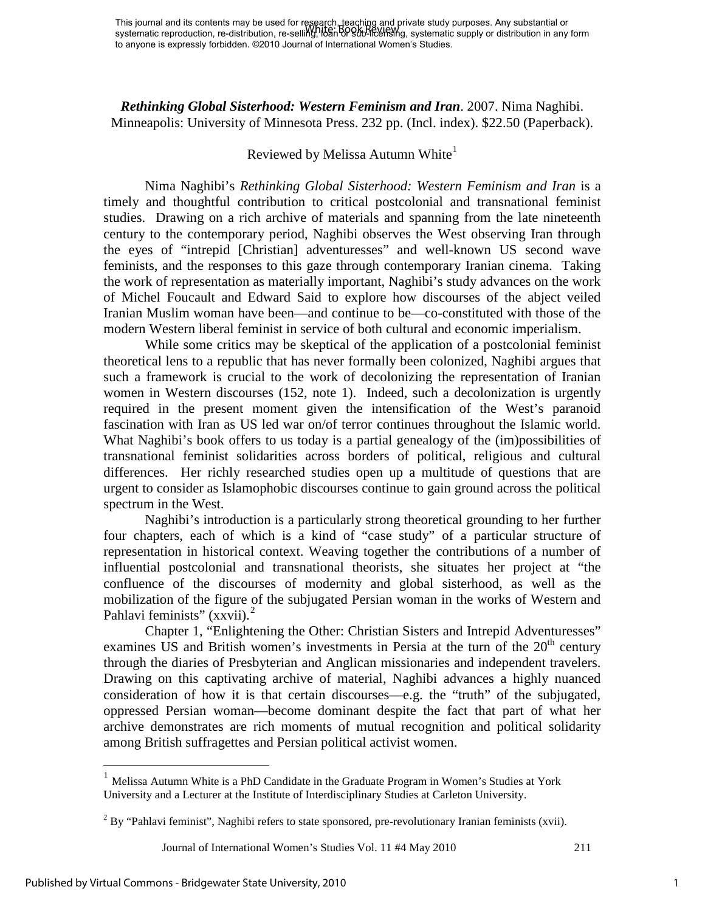This journal and its contents may be used for research, teaching and private study purposes. Any substantial or systematic reproduction, re-distribution, re-selling, loan or sub-licensing, systematic supply or distribution in any form to anyone is expressly forbidden. ©2010 Journal of International Women's Studies.

***Rethinking Global Sisterhood: Western Feminism and Iran***. 2007. Nima Naghibi. Minneapolis: University of Minnesota Press. 232 pp. (Incl. index). $22.50 (Paperback).

Reviewed by Melissa Autumn White[1]

Nima Naghibi's *Rethinking Global Sisterhood: Western Feminism and Iran* is a timely and thoughtful contribution to critical postcolonial and transnational feminist studies. Drawing on a rich archive of materials and spanning from the late nineteenth century to the contemporary period, Naghibi observes the West observing Iran through the eyes of "intrepid [Christian] adventuresses" and well-known US second wave feminists, and the responses to this gaze through contemporary Iranian cinema. Taking the work of representation as materially important, Naghibi's study advances on the work of Michel Foucault and Edward Said to explore how discourses of the abject veiled Iranian Muslim woman have been—and continue to be—co-constituted with those of the modern Western liberal feminist in service of both cultural and economic imperialism.

While some critics may be skeptical of the application of a postcolonial feminist theoretical lens to a republic that has never formally been colonized, Naghibi argues that such a framework is crucial to the work of decolonizing the representation of Iranian women in Western discourses (152, note 1). Indeed, such a decolonization is urgently required in the present moment given the intensification of the West's paranoid fascination with Iran as US led war on/of terror continues throughout the Islamic world. What Naghibi's book offers to us today is a partial genealogy of the (im)possibilities of transnational feminist solidarities across borders of political, religious and cultural differences. Her richly researched studies open up a multitude of questions that are urgent to consider as Islamophobic discourses continue to gain ground across the political spectrum in the West.

Naghibi's introduction is a particularly strong theoretical grounding to her further four chapters, each of which is a kind of "case study" of a particular structure of representation in historical context. Weaving together the contributions of a number of influential postcolonial and transnational theorists, she situates her project at "the confluence of the discourses of modernity and global sisterhood, as well as the mobilization of the figure of the subjugated Persian woman in the works of Western and Pahlavi feminists" (xxvii).[2]

Chapter 1, "Enlightening the Other: Christian Sisters and Intrepid Adventuresses" examines US and British women's investments in Persia at the turn of the 20th century through the diaries of Presbyterian and Anglican missionaries and independent travelers. Drawing on this captivating archive of material, Naghibi advances a highly nuanced consideration of how it is that certain discourses—e.g. the "truth" of the subjugated, oppressed Persian woman—become dominant despite the fact that part of what her archive demonstrates are rich moments of mutual recognition and political solidarity among British suffragettes and Persian political activist women.

---

[1] Melissa Autumn White is a PhD Candidate in the Graduate Program in Women's Studies at York University and a Lecturer at the Institute of Interdisciplinary Studies at Carleton University.

[2] By "Pahlavi feminist", Naghibi refers to state sponsored, pre-revolutionary Iranian feminists (xvii).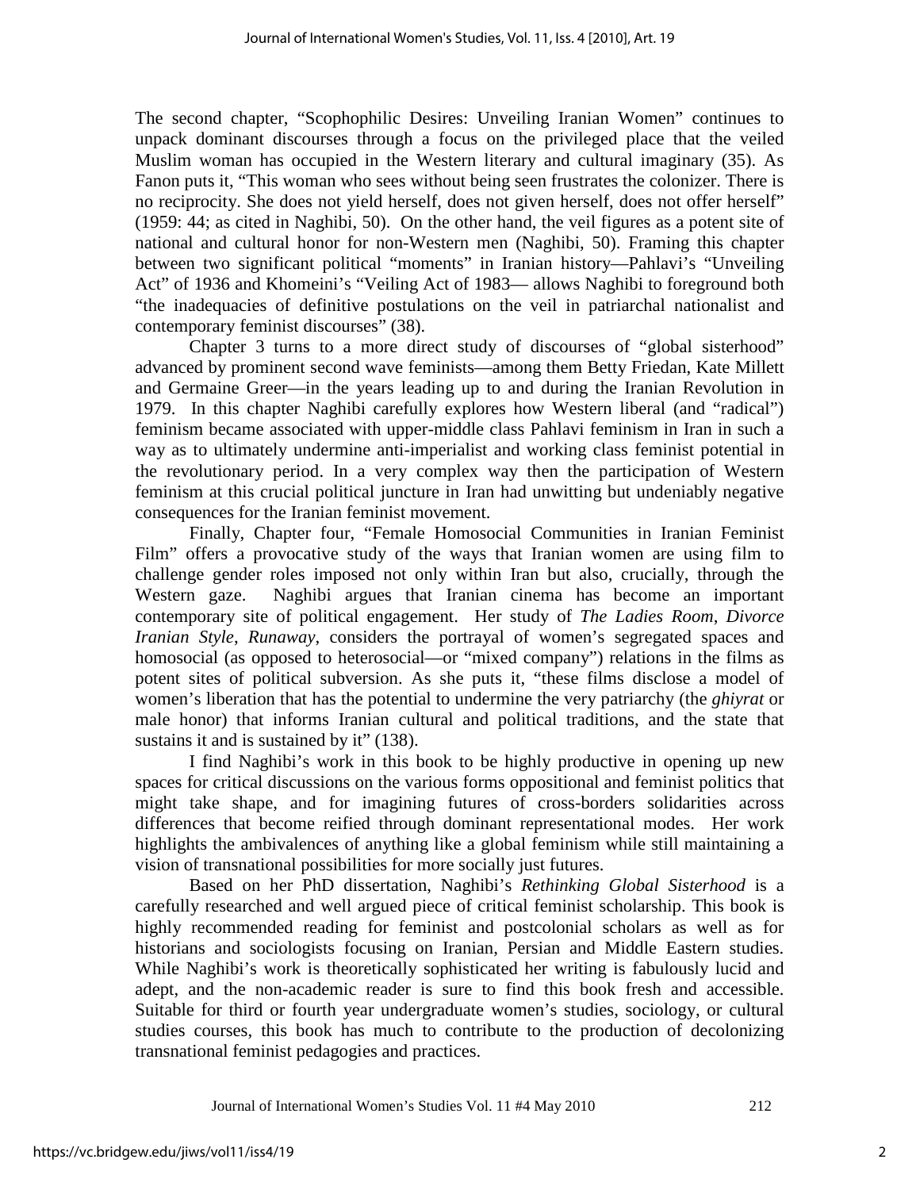The second chapter, "Scophophilic Desires: Unveiling Iranian Women" continues to unpack dominant discourses through a focus on the privileged place that the veiled Muslim woman has occupied in the Western literary and cultural imaginary (35). As Fanon puts it, "This woman who sees without being seen frustrates the colonizer. There is no reciprocity. She does not yield herself, does not given herself, does not offer herself" (1959: 44; as cited in Naghibi, 50). On the other hand, the veil figures as a potent site of national and cultural honor for non-Western men (Naghibi, 50). Framing this chapter between two significant political "moments" in Iranian history—Pahlavi's "Unveiling Act" of 1936 and Khomeini's "Veiling Act of 1983— allows Naghibi to foreground both "the inadequacies of definitive postulations on the veil in patriarchal nationalist and contemporary feminist discourses" (38).

Chapter 3 turns to a more direct study of discourses of "global sisterhood" advanced by prominent second wave feminists—among them Betty Friedan, Kate Millett and Germaine Greer—in the years leading up to and during the Iranian Revolution in 1979. In this chapter Naghibi carefully explores how Western liberal (and "radical") feminism became associated with upper-middle class Pahlavi feminism in Iran in such a way as to ultimately undermine anti-imperialist and working class feminist potential in the revolutionary period. In a very complex way then the participation of Western feminism at this crucial political juncture in Iran had unwitting but undeniably negative consequences for the Iranian feminist movement.

Finally, Chapter four, "Female Homosocial Communities in Iranian Feminist Film" offers a provocative study of the ways that Iranian women are using film to challenge gender roles imposed not only within Iran but also, crucially, through the Western gaze. Naghibi argues that Iranian cinema has become an important contemporary site of political engagement. Her study of *The Ladies Room*, *Divorce Iranian Style*, *Runaway*, considers the portrayal of women's segregated spaces and homosocial (as opposed to heterosocial—or "mixed company") relations in the films as potent sites of political subversion. As she puts it, "these films disclose a model of women's liberation that has the potential to undermine the very patriarchy (the *ghiyrat* or male honor) that informs Iranian cultural and political traditions, and the state that sustains it and is sustained by it" (138).

I find Naghibi's work in this book to be highly productive in opening up new spaces for critical discussions on the various forms oppositional and feminist politics that might take shape, and for imagining futures of cross-borders solidarities across differences that become reified through dominant representational modes. Her work highlights the ambivalences of anything like a global feminism while still maintaining a vision of transnational possibilities for more socially just futures.

Based on her PhD dissertation, Naghibi's *Rethinking Global Sisterhood* is a carefully researched and well argued piece of critical feminist scholarship. This book is highly recommended reading for feminist and postcolonial scholars as well as for historians and sociologists focusing on Iranian, Persian and Middle Eastern studies. While Naghibi's work is theoretically sophisticated her writing is fabulously lucid and adept, and the non-academic reader is sure to find this book fresh and accessible. Suitable for third or fourth year undergraduate women's studies, sociology, or cultural studies courses, this book has much to contribute to the production of decolonizing transnational feminist pedagogies and practices.